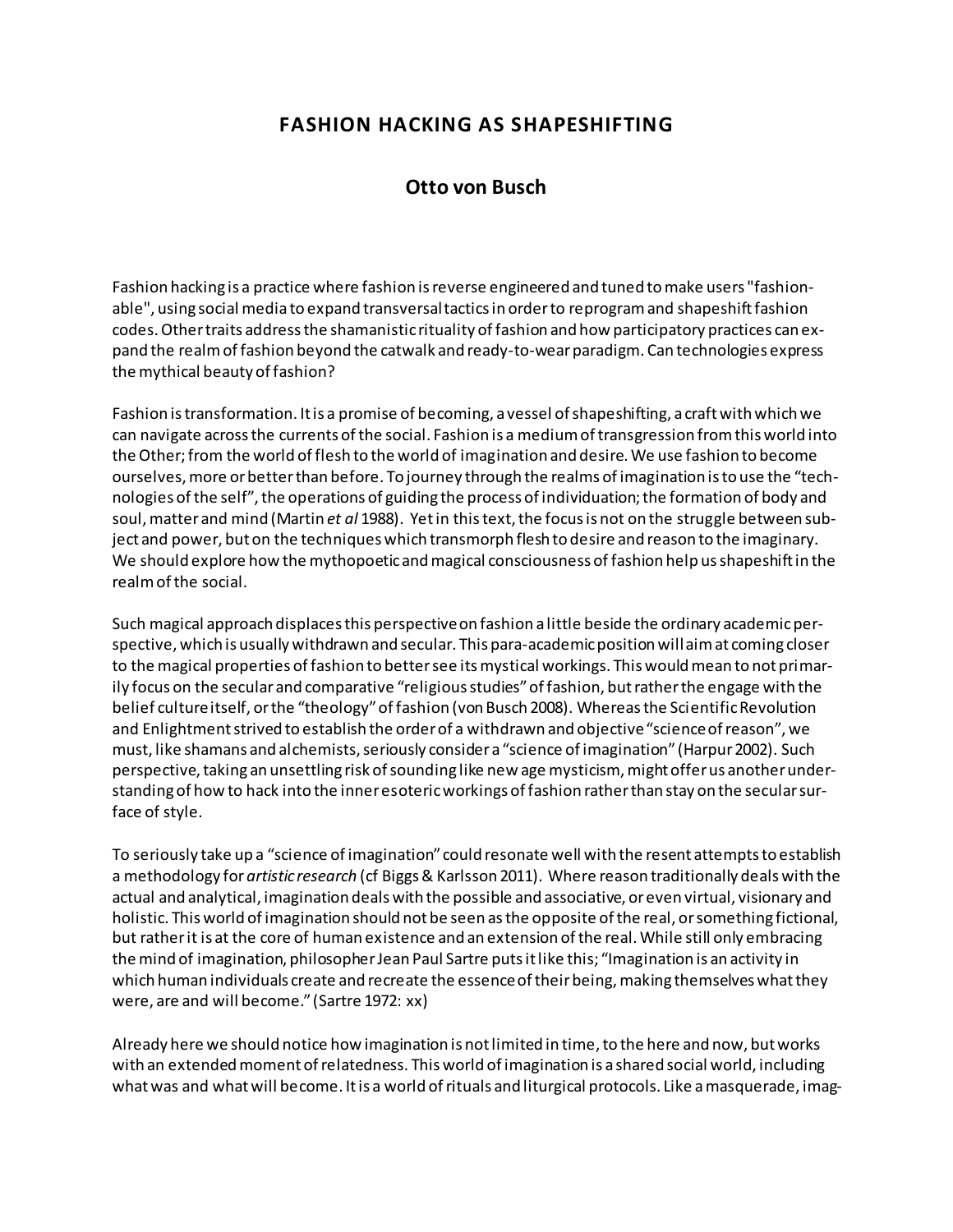# FASHION HACKING AS SHAPESHIFTING

## Otto von Busch

Fashion hacking is a practice where fashion is reverse engineered and tuned to make users "fashion-able", using social media to expand transversal tactics in order to reprogram and shapeshift fashion codes. Other traits address the shamanistic rituality of fashion and how participatory practices can expand the realm of fashion beyond the catwalk and ready-to-wear paradigm. Can technologies express the mythical beauty of fashion?

Fashion is transformation. It is a promise of becoming, a vessel of shapeshifting, a craft with which we can navigate across the currents of the social. Fashion is a medium of transgression from this world into the Other; from the world of flesh to the world of imagination and desire. We use fashion to become ourselves, more or better than before. To journey through the realms of imagination is to use the "technologies of the self", the operations of guiding the process of individuation; the formation of body and soul, matter and mind (Martin *et al* 1988). Yet in this text, the focus is not on the struggle between subject and power, but on the techniques which transmorph flesh to desire and reason to the imaginary. We should explore how the mythopoetic and magical consciousness of fashion help us shapeshift in the realm of the social.

Such magical approach displaces this perspective on fashion a little beside the ordinary academic perspective, which is usually withdrawn and secular. This para-academic position will aim at coming closer to the magical properties of fashion to better see its mystical workings. This would mean to not primarily focus on the secular and comparative "religious studies" of fashion, but rather the engage with the belief culture itself, or the "theology" of fashion (von Busch 2008). Whereas the Scientific Revolution and Enlightment strived to establish the order of a withdrawn and objective "science of reason", we must, like shamans and alchemists, seriously consider a "science of imagination" (Harpur 2002). Such perspective, taking an unsettling risk of sounding like new age mysticism, might offer us another understanding of how to hack into the inner esoteric workings of fashion rather than stay on the secular surface of style.

To seriously take up a "science of imagination" could resonate well with the resent attempts to establish a methodology for *artistic research* (cf Biggs & Karlsson 2011). Where reason traditionally deals with the actual and analytical, imagination deals with the possible and associative, or even virtual, visionary and holistic. This world of imagination should not be seen as the opposite of the real, or something fictional, but rather it is at the core of human existence and an extension of the real. While still only embracing the mind of imagination, philosopher Jean Paul Sartre puts it like this; "Imagination is an activity in which human individuals create and recreate the essence of their being, making themselves what they were, are and will become." (Sartre 1972: xx)

Already here we should notice how imagination is not limited in time, to the here and now, but works with an extended moment of relatedness. This world of imagination is a shared social world, including what was and what will become. It is a world of rituals and liturgical protocols. Like a masquerade, imag-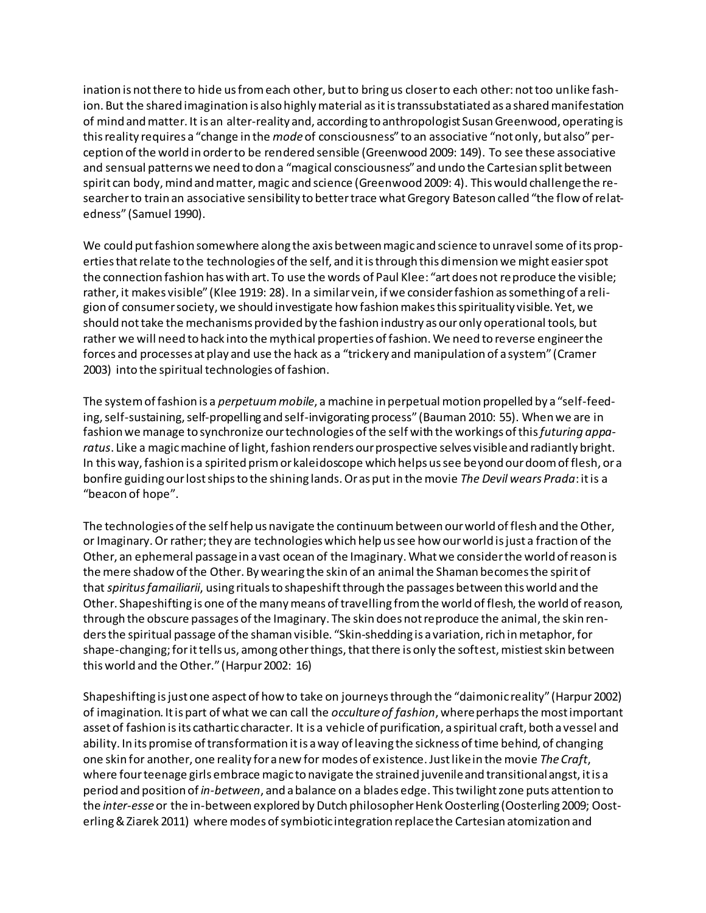ination is not there to hide us from each other, but to bring us closer to each other: not too unlike fashion. But the shared imagination is also highly material as it is transsubstatiated as a shared manifestation of mind and matter. It is an alter-reality and, according to anthropologist Susan Greenwood, operating is this reality requires a "change in the *mode* of consciousness" to an associative "not only, but also" perception of the world in order to be rendered sensible (Greenwood 2009: 149). To see these associative and sensual patterns we need to don a "magical consciousness" and undo the Cartesian split between spirit can body, mind and matter, magic and science (Greenwood 2009: 4). This would challenge the researcher to train an associative sensibility to better trace what Gregory Bateson called "the flow of relatedness" (Samuel 1990).

We could put fashion somewhere along the axis between magic and science to unravel some of its properties that relate to the technologies of the self, and it is through this dimension we might easier spot the connection fashion has with art. To use the words of Paul Klee: "art does not reproduce the visible; rather, it makes visible" (Klee 1919: 28). In a similar vein, if we consider fashion as something of a religion of consumer society, we should investigate how fashion makes this spirituality visible. Yet, we should not take the mechanisms provided by the fashion industry as our only operational tools, but rather we will need to hack into the mythical properties of fashion. We need to reverse engineer the forces and processes at play and use the hack as a "trickery and manipulation of a system" (Cramer 2003) into the spiritual technologies of fashion.

The system of fashion is a *perpetuum mobile*, a machine in perpetual motion propelled by a "self-feeding, self-sustaining, self-propelling and self-invigorating process" (Bauman 2010: 55). When we are in fashion we manage to synchronize our technologies of the self with the workings of this *futuring apparatus*. Like a magic machine of light, fashion renders our prospective selves visible and radiantly bright. In this way, fashion is a spirited prism or kaleidoscope which helps us see beyond our doom of flesh, or a bonfire guiding our lost ships to the shining lands. Or as put in the movie *The Devil wears Prada*: it is a "beacon of hope".

The technologies of the self help us navigate the continuum between our world of flesh and the Other, or Imaginary. Or rather; they are technologies which help us see how our world is just a fraction of the Other, an ephemeral passage in a vast ocean of the Imaginary. What we consider the world of reason is the mere shadow of the Other. By wearing the skin of an animal the Shaman becomes the spirit of that *spiritus famailiarii*, using rituals to shapeshift through the passages between this world and the Other. Shapeshifting is one of the many means of travelling from the world of flesh, the world of reason, through the obscure passages of the Imaginary. The skin does not reproduce the animal, the skin renders the spiritual passage of the shaman visible. "Skin-shedding is a variation, rich in metaphor, for shape-changing; for it tells us, among other things, that there is only the softest, mistiest skin between this world and the Other." (Harpur 2002: 16)

Shapeshifting is just one aspect of how to take on journeys through the "daimonic reality" (Harpur 2002) of imagination. It is part of what we can call the *occulture of fashion*, where perhaps the most important asset of fashion is its cathartic character. It is a vehicle of purification, a spiritual craft, both a vessel and ability. In its promise of transformation it is a way of leaving the sickness of time behind, of changing one skin for another, one reality for a new for modes of existence. Just like in the movie *The Craft*, where four teenage girls embrace magic to navigate the strained juvenile and transitional angst, it is a period and position of *in-between*, and a balance on a blades edge. This twilight zone puts attention to the *inter-esse* or the in-between explored by Dutch philosopher Henk Oosterling (Oosterling 2009; Oosterling & Ziarek 2011) where modes of symbiotic integration replace the Cartesian atomization and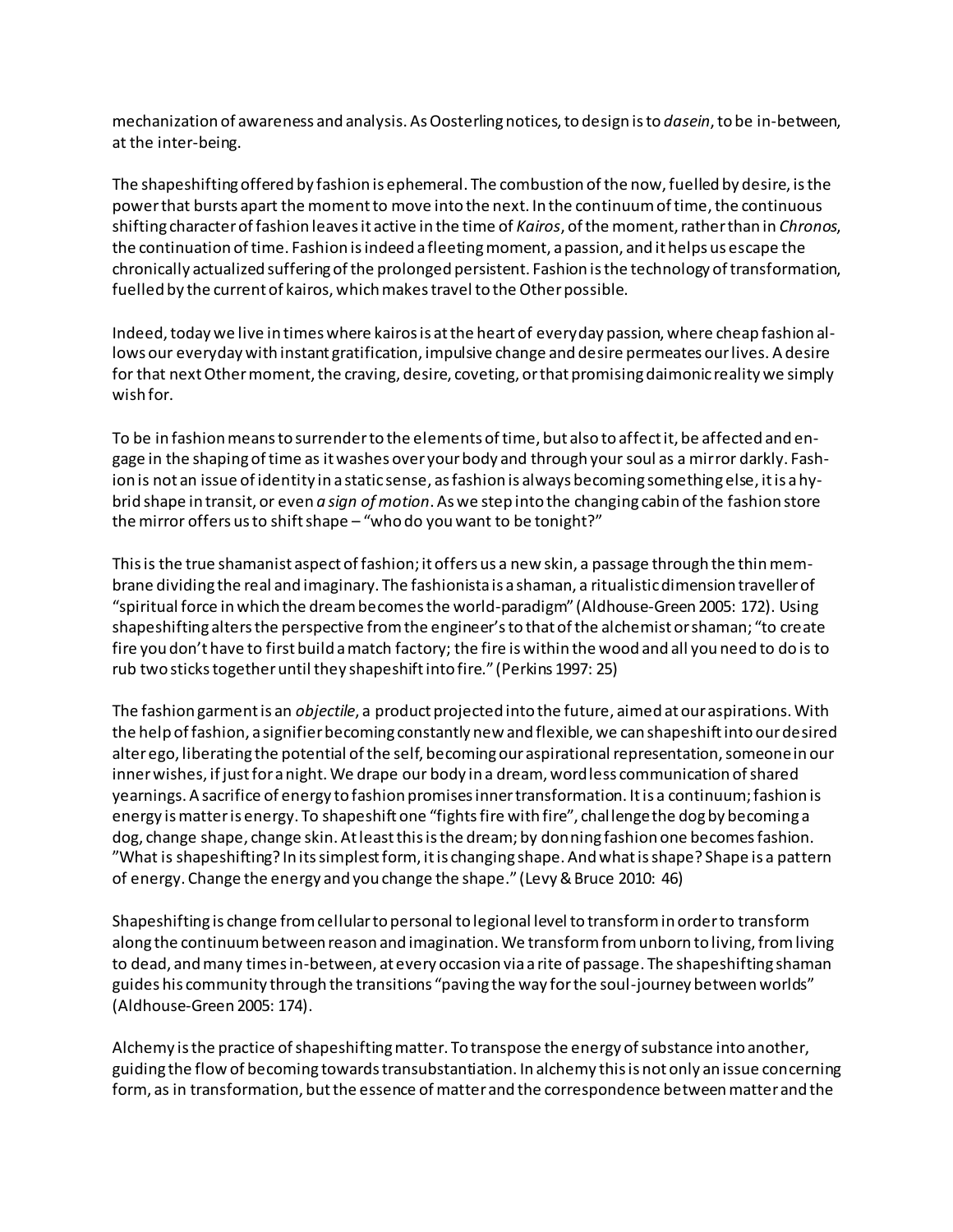mechanization of awareness and analysis. As Oosterling notices, to design is to *dasein*, to be in-between, at the inter-being.

The shapeshifting offered by fashion is ephemeral. The combustion of the now, fuelled by desire, is the power that bursts apart the moment to move into the next. In the continuum of time, the continuous shifting character of fashion leaves it active in the time of *Kairos*, of the moment, rather than in *Chronos*, the continuation of time. Fashion is indeed a fleeting moment, a passion, and it helps us escape the chronically actualized suffering of the prolonged persistent. Fashion is the technology of transformation, fuelled by the current of kairos, which makes travel to the Other possible.

Indeed, today we live in times where kairos is at the heart of everyday passion, where cheap fashion allows our everyday with instant gratification, impulsive change and desire permeates our lives. A desire for that next Other moment, the craving, desire, coveting, or that promising daimonic reality we simply wish for.

To be in fashion means to surrender to the elements of time, but also to affect it, be affected and engage in the shaping of time as it washes over your body and through your soul as a mirror darkly. Fashion is not an issue of identity in a static sense, as fashion is always becoming something else, it is a hybrid shape in transit, or even *a sign of motion*. As we step into the changing cabin of the fashion store the mirror offers us to shift shape – "who do you want to be tonight?"

This is the true shamanist aspect of fashion; it offers us a new skin, a passage through the thin membrane dividing the real and imaginary. The fashionista is a shaman, a ritualistic dimension traveller of "spiritual force in which the dream becomes the world-paradigm" (Aldhouse-Green 2005: 172). Using shapeshifting alters the perspective from the engineer's to that of the alchemist or shaman; "to create fire you don't have to first build a match factory; the fire is within the wood and all you need to do is to rub two sticks together until they shapeshift into fire." (Perkins 1997: 25)

The fashion garment is an *objectile*, a product projected into the future, aimed at our aspirations. With the help of fashion, a signifier becoming constantly new and flexible, we can shapeshift into our desired alter ego, liberating the potential of the self, becoming our aspirational representation, someone in our inner wishes, if just for a night. We drape our body in a dream, wordless communication of shared yearnings. A sacrifice of energy to fashion promises inner transformation. It is a continuum; fashion is energy is matter is energy. To shapeshift one "fights fire with fire", challenge the dog by becoming a dog, change shape, change skin. At least this is the dream; by donning fashion one becomes fashion. "What is shapeshifting? In its simplest form, it is changing shape. And what is shape? Shape is a pattern of energy. Change the energy and you change the shape." (Levy & Bruce 2010: 46)

Shapeshifting is change from cellular to personal to legional level to transform in order to transform along the continuum between reason and imagination. We transform from unborn to living, from living to dead, and many times in-between, at every occasion via a rite of passage. The shapeshifting shaman guides his community through the transitions "paving the way for the soul-journey between worlds" (Aldhouse-Green 2005: 174).

Alchemy is the practice of shapeshifting matter. To transpose the energy of substance into another, guiding the flow of becoming towards transubstantiation. In alchemy this is not only an issue concerning form, as in transformation, but the essence of matter and the correspondence between matter and the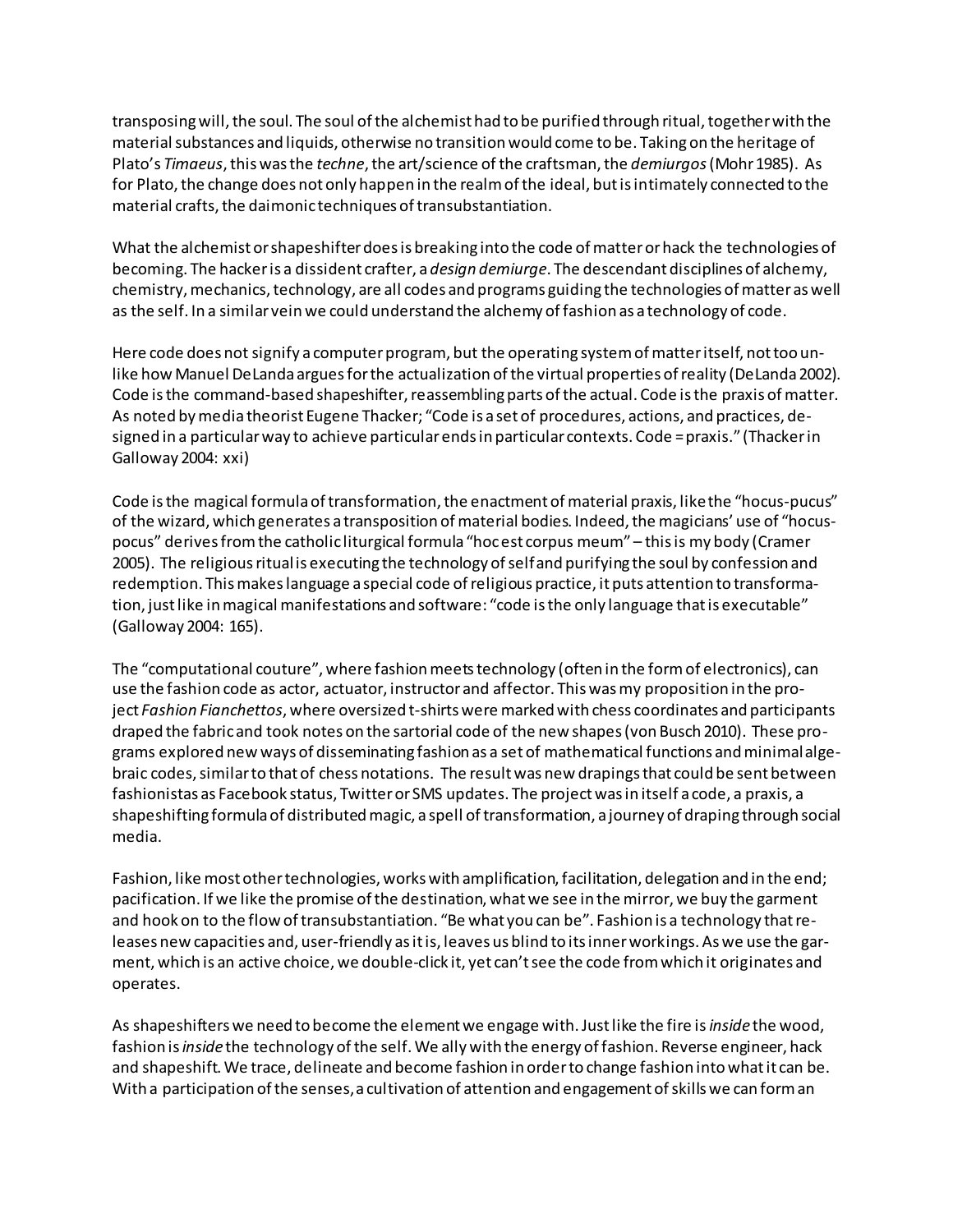transposing will, the soul. The soul of the alchemist had to be purified through ritual, together with the material substances and liquids, otherwise no transition would come to be. Taking on the heritage of Plato's *Timaeus*, this was the *techne*, the art/science of the craftsman, the *demiurgos* (Mohr 1985). As for Plato, the change does not only happen in the realm of the ideal, but is intimately connected to the material crafts, the daimonic techniques of transubstantiation.

What the alchemist or shapeshifter does is breaking into the code of matter or hack the technologies of becoming. The hacker is a dissident crafter, a *design demiurge*. The descendant disciplines of alchemy, chemistry, mechanics, technology, are all codes and programs guiding the technologies of matter as well as the self. In a similar vein we could understand the alchemy of fashion as a technology of code.

Here code does not signify a computer program, but the operating system of matter itself, not too unlike how Manuel DeLanda argues for the actualization of the virtual properties of reality (DeLanda 2002). Code is the command-based shapeshifter, reassembling parts of the actual. Code is the praxis of matter. As noted by media theorist Eugene Thacker; "Code is a set of procedures, actions, and practices, designed in a particular way to achieve particular ends in particular contexts. Code = praxis." (Thacker in Galloway 2004: xxi)

Code is the magical formula of transformation, the enactment of material praxis, like the "hocus-pucus" of the wizard, which generates a transposition of material bodies. Indeed, the magicians' use of "hocus-pocus" derives from the catholic liturgical formula "hoc est corpus meum" – this is my body (Cramer 2005). The religious ritual is executing the technology of self and purifying the soul by confession and redemption. This makes language a special code of religious practice, it puts attention to transformation, just like in magical manifestations and software: "code is the only language that is executable" (Galloway 2004: 165).

The "computational couture", where fashion meets technology (often in the form of electronics), can use the fashion code as actor, actuator, instructor and affector. This was my proposition in the project *Fashion Fianchettos*, where oversized t-shirts were marked with chess coordinates and participants draped the fabric and took notes on the sartorial code of the new shapes (von Busch 2010). These programs explored new ways of disseminating fashion as a set of mathematical functions and minimal algebraic codes, similar to that of chess notations. The result was new drapings that could be sent between fashionistas as Facebook status, Twitter or SMS updates. The project was in itself a code, a praxis, a shapeshifting formula of distributed magic, a spell of transformation, a journey of draping through social media.

Fashion, like most other technologies, works with amplification, facilitation, delegation and in the end; pacification. If we like the promise of the destination, what we see in the mirror, we buy the garment and hook on to the flow of transubstantiation. "Be what you can be". Fashion is a technology that releases new capacities and, user-friendly as it is, leaves us blind to its inner workings. As we use the garment, which is an active choice, we double-click it, yet can't see the code from which it originates and operates.

As shapeshifters we need to become the element we engage with. Just like the fire is *inside* the wood, fashion is *inside* the technology of the self. We ally with the energy of fashion. Reverse engineer, hack and shapeshift. We trace, delineate and become fashion in order to change fashion into what it can be. With a participation of the senses, a cultivation of attention and engagement of skills we can form an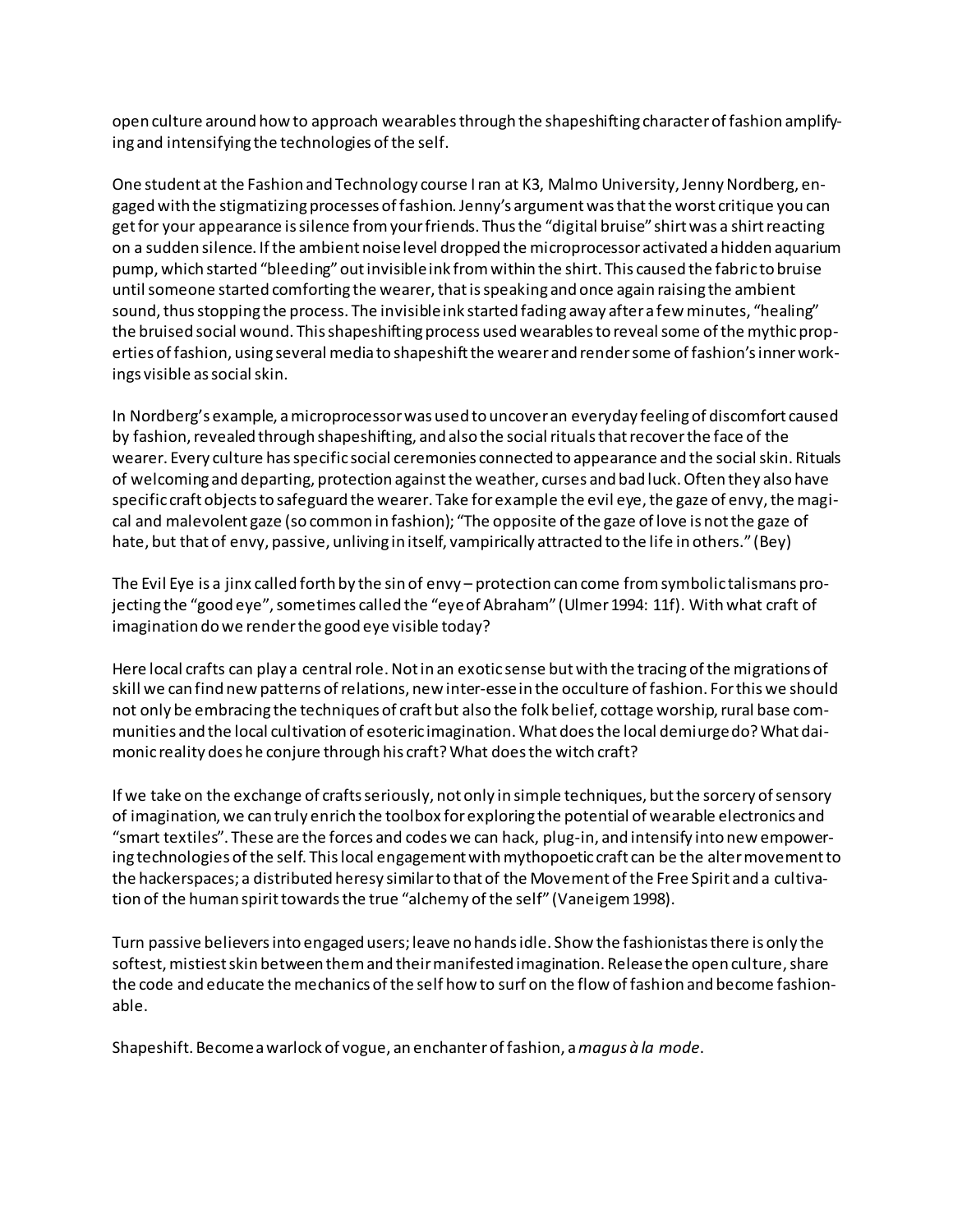open culture around how to approach wearables through the shapeshifting character of fashion amplifying and intensifying the technologies of the self.

One student at the Fashion and Technology course I ran at K3, Malmo University, Jenny Nordberg, engaged with the stigmatizing processes of fashion. Jenny's argument was that the worst critique you can get for your appearance is silence from your friends. Thus the "digital bruise" shirt was a shirt reacting on a sudden silence. If the ambient noise level dropped the microprocessor activated a hidden aquarium pump, which started "bleeding" out invisible ink from within the shirt. This caused the fabric to bruise until someone started comforting the wearer, that is speaking and once again raising the ambient sound, thus stopping the process. The invisible ink started fading away after a few minutes, "healing" the bruised social wound. This shapeshifting process used wearables to reveal some of the mythic properties of fashion, using several media to shapeshift the wearer and render some of fashion's inner workings visible as social skin.

In Nordberg's example, a microprocessor was used to uncover an everyday feeling of discomfort caused by fashion, revealed through shapeshifting, and also the social rituals that recover the face of the wearer. Every culture has specific social ceremonies connected to appearance and the social skin. Rituals of welcoming and departing, protection against the weather, curses and bad luck. Often they also have specific craft objects to safeguard the wearer. Take for example the evil eye, the gaze of envy, the magical and malevolent gaze (so common in fashion); "The opposite of the gaze of love is not the gaze of hate, but that of envy, passive, unliving in itself, vampirically attracted to the life in others." (Bey)

The Evil Eye is a jinx called forth by the sin of envy – protection can come from symbolic talismans projecting the "good eye", sometimes called the "eye of Abraham" (Ulmer 1994: 11f). With what craft of imagination do we render the good eye visible today?

Here local crafts can play a central role. Not in an exotic sense but with the tracing of the migrations of skill we can find new patterns of relations, new inter-esse in the occulture of fashion. For this we should not only be embracing the techniques of craft but also the folk belief, cottage worship, rural base communities and the local cultivation of esoteric imagination. What does the local demiurge do? What daimonic reality does he conjure through his craft? What does the witch craft?

If we take on the exchange of crafts seriously, not only in simple techniques, but the sorcery of sensory of imagination, we can truly enrich the toolbox for exploring the potential of wearable electronics and "smart textiles". These are the forces and codes we can hack, plug-in, and intensify into new empowering technologies of the self. This local engagement with mythopoetic craft can be the alter movement to the hackerspaces; a distributed heresy similar to that of the Movement of the Free Spirit and a cultivation of the human spirit towards the true "alchemy of the self" (Vaneigem 1998).

Turn passive believers into engaged users; leave no hands idle. Show the fashionistas there is only the softest, mistiest skin between them and their manifested imagination. Release the open culture, share the code and educate the mechanics of the self how to surf on the flow of fashion and become fashionable.

Shapeshift. Become a warlock of vogue, an enchanter of fashion, a *magus à la mode*.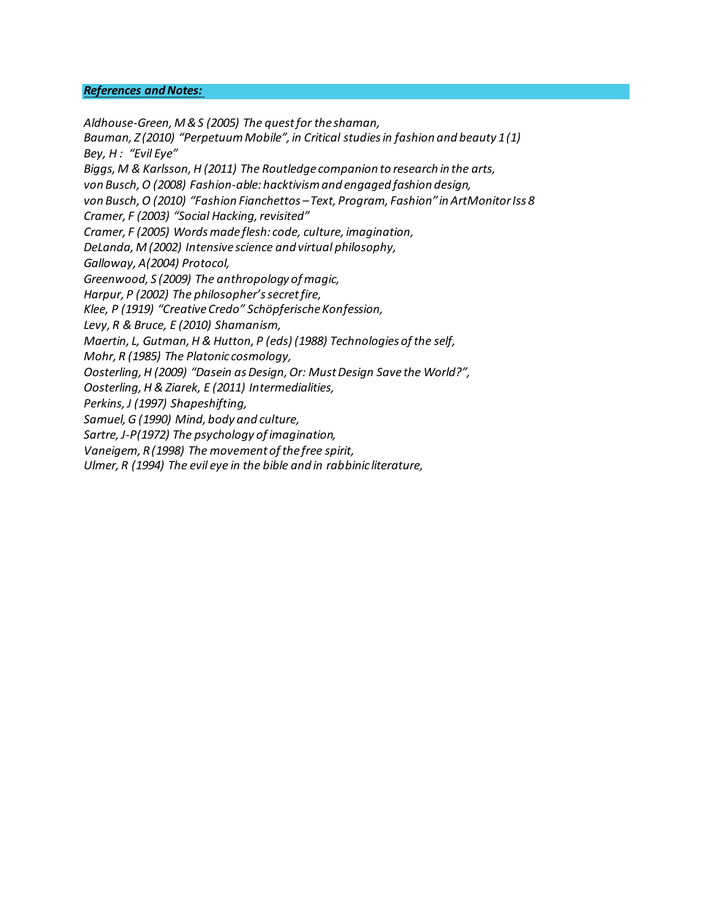***References and Notes:***

*Aldhouse-Green, M & S (2005) The quest for the shaman,*
*Bauman, Z (2010) "Perpetuum Mobile", in Critical studies in fashion and beauty 1 (1)*
*Bey, H : "Evil Eye"*
*Biggs, M & Karlsson, H (2011) The Routledge companion to research in the arts,*
*von Busch, O (2008) Fashion-able: hacktivism and engaged fashion design,*
*von Busch, O (2010) "Fashion Fianchettos – Text, Program, Fashion" in ArtMonitor Iss 8*
*Cramer, F (2003) "Social Hacking, revisited"*
*Cramer, F (2005) Words made flesh: code, culture, imagination,*
*DeLanda, M (2002) Intensive science and virtual philosophy,*
*Galloway, A (2004) Protocol,*
*Greenwood, S (2009) The anthropology of magic,*
*Harpur, P (2002) The philosopher's secret fire,*
*Klee, P (1919) "Creative Credo" Schöpferische Konfession,*
*Levy, R & Bruce, E (2010) Shamanism,*
*Maertin, L, Gutman, H & Hutton, P (eds) (1988) Technologies of the self,*
*Mohr, R (1985) The Platonic cosmology,*
*Oosterling, H (2009) "Dasein as Design, Or: Must Design Save the World?",*
*Oosterling, H & Ziarek, E (2011) Intermedialities,*
*Perkins, J (1997) Shapeshifting,*
*Samuel, G (1990) Mind, body and culture,*
*Sartre, J-P (1972) The psychology of imagination,*
*Vaneigem, R (1998) The movement of the free spirit,*
*Ulmer, R (1994) The evil eye in the bible and in rabbinic literature,*